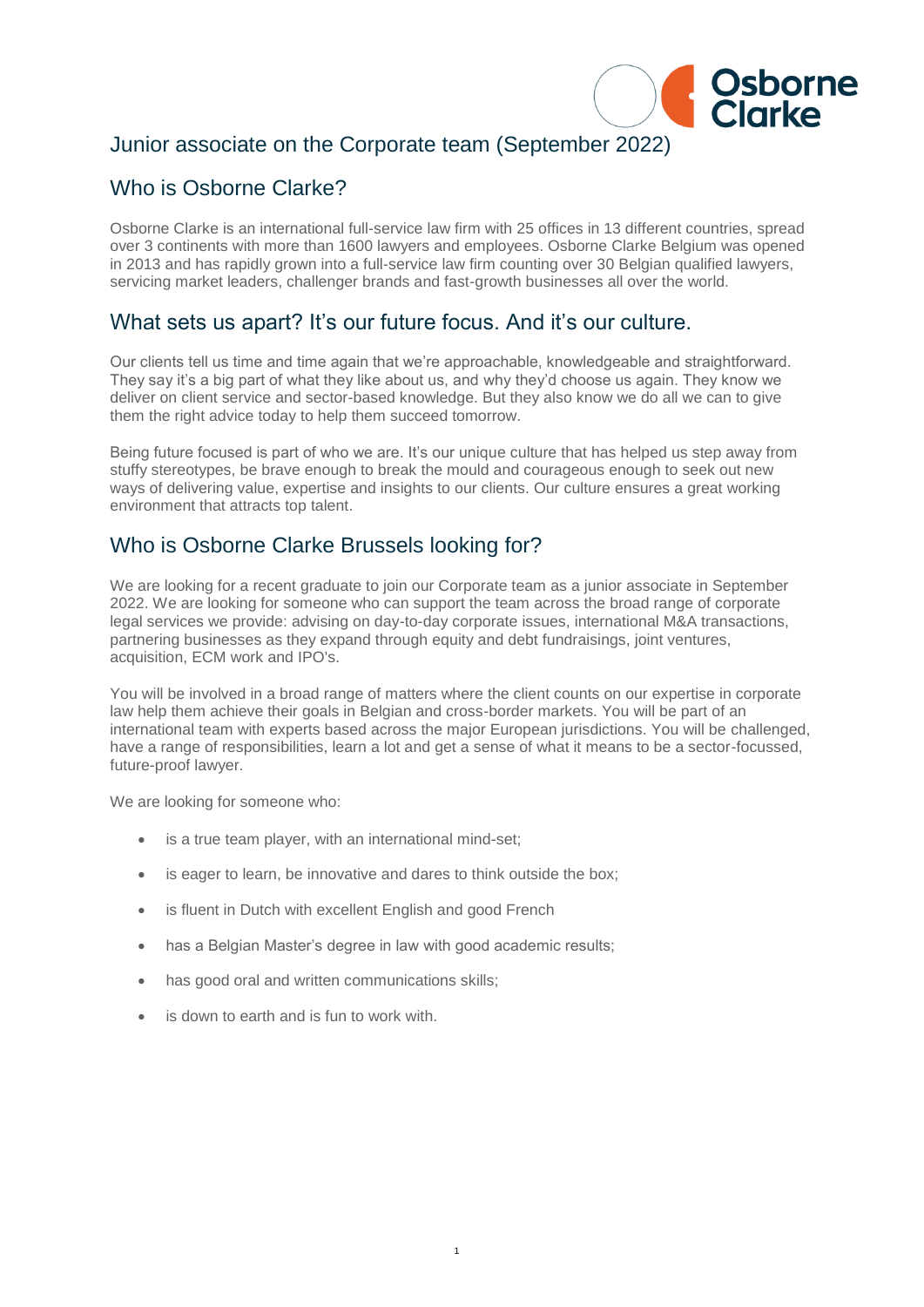# Junior associate on the Corporate team (September 2022)

## Who is Osborne Clarke?

Osborne Clarke is an international full-service law firm with 25 offices in 13 different countries, spread over 3 continents with more than 1600 lawyers and employees. Osborne Clarke Belgium was opened in 2013 and has rapidly grown into a full-service law firm counting over 30 Belgian qualified lawyers, servicing market leaders, challenger brands and fast-growth businesses all over the world.

## What sets us apart? It's our future focus. And it's our culture.

Our clients tell us time and time again that we're approachable, knowledgeable and straightforward. They say it's a big part of what they like about us, and why they'd choose us again. They know we deliver on client service and sector-based knowledge. But they also know we do all we can to give them the right advice today to help them succeed tomorrow.

Being future focused is part of who we are. It's our unique culture that has helped us step away from stuffy stereotypes, be brave enough to break the mould and courageous enough to seek out new ways of delivering value, expertise and insights to our clients. Our culture ensures a great working environment that attracts top talent.

## Who is Osborne Clarke Brussels looking for?

We are looking for a recent graduate to join our Corporate team as a junior associate in September 2022. We are looking for someone who can support the team across the broad range of corporate legal services we provide: advising on day-to-day corporate issues, international M&A transactions, partnering businesses as they expand through equity and debt fundraisings, joint ventures, acquisition, ECM work and IPO's.

You will be involved in a broad range of matters where the client counts on our expertise in corporate law help them achieve their goals in Belgian and cross-border markets. You will be part of an international team with experts based across the major European jurisdictions. You will be challenged, have a range of responsibilities, learn a lot and get a sense of what it means to be a sector-focussed, future-proof lawyer.

We are looking for someone who:

- is a true team player, with an international mind-set;
- is eager to learn, be innovative and dares to think outside the box;
- is fluent in Dutch with excellent English and good French
- has a Belgian Master's degree in law with good academic results;
- has good oral and written communications skills;
- is down to earth and is fun to work with.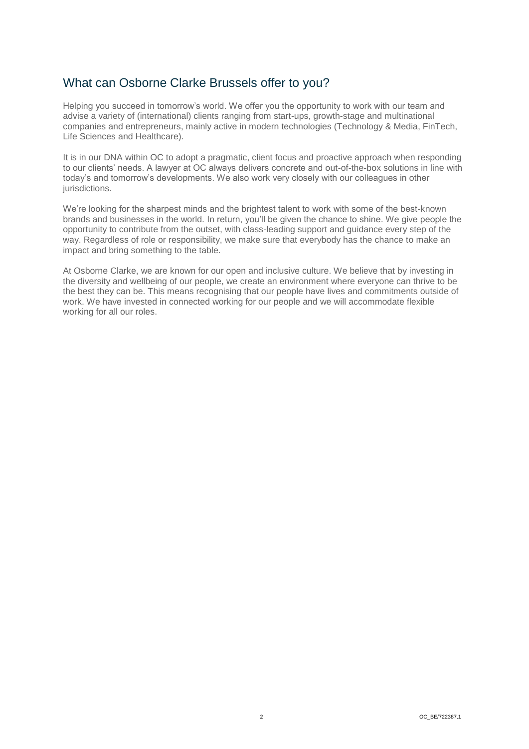## What can Osborne Clarke Brussels offer to you?

Helping you succeed in tomorrow's world. We offer you the opportunity to work with our team and advise a variety of (international) clients ranging from start-ups, growth-stage and multinational companies and entrepreneurs, mainly active in modern technologies (Technology & Media, FinTech, Life Sciences and Healthcare).

It is in our DNA within OC to adopt a pragmatic, client focus and proactive approach when responding to our clients' needs. A lawyer at OC always delivers concrete and out-of-the-box solutions in line with today's and tomorrow's developments. We also work very closely with our colleagues in other jurisdictions.

We're looking for the sharpest minds and the brightest talent to work with some of the best-known brands and businesses in the world. In return, you'll be given the chance to shine. We give people the opportunity to contribute from the outset, with class-leading support and guidance every step of the way. Regardless of role or responsibility, we make sure that everybody has the chance to make an impact and bring something to the table.

At Osborne Clarke, we are known for our open and inclusive culture. We believe that by investing in the diversity and wellbeing of our people, we create an environment where everyone can thrive to be the best they can be. This means recognising that our people have lives and commitments outside of work. We have invested in connected working for our people and we will accommodate flexible working for all our roles.